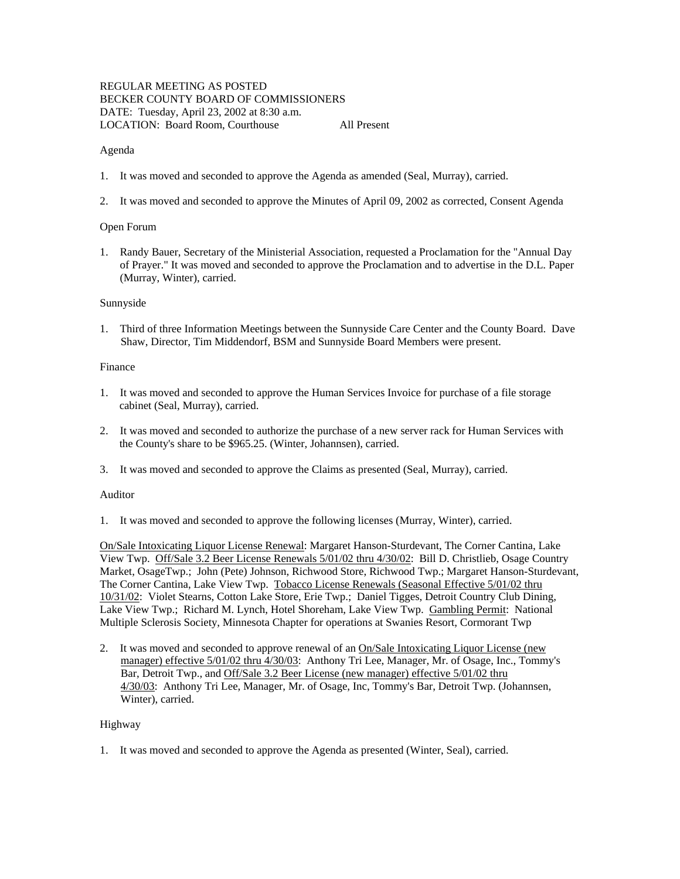REGULAR MEETING AS POSTED
BECKER COUNTY BOARD OF COMMISSIONERS
DATE: Tuesday, April 23, 2002 at 8:30 a.m.
LOCATION: Board Room, Courthouse All Present

Agenda

1. It was moved and seconded to approve the Agenda as amended (Seal, Murray), carried.

2. It was moved and seconded to approve the Minutes of April 09, 2002 as corrected, Consent Agenda

Open Forum

1. Randy Bauer, Secretary of the Ministerial Association, requested a Proclamation for the "Annual Day of Prayer." It was moved and seconded to approve the Proclamation and to advertise in the D.L. Paper (Murray, Winter), carried.

Sunnyside

1. Third of three Information Meetings between the Sunnyside Care Center and the County Board. Dave Shaw, Director, Tim Middendorf, BSM and Sunnyside Board Members were present.

Finance

1. It was moved and seconded to approve the Human Services Invoice for purchase of a file storage cabinet (Seal, Murray), carried.

2. It was moved and seconded to authorize the purchase of a new server rack for Human Services with the County's share to be $965.25. (Winter, Johannsen), carried.

3. It was moved and seconded to approve the Claims as presented (Seal, Murray), carried.

Auditor

1. It was moved and seconded to approve the following licenses (Murray, Winter), carried.

<u>On/Sale Intoxicating Liquor License Renewal</u>: Margaret Hanson-Sturdevant, The Corner Cantina, Lake View Twp. <u>Off/Sale 3.2 Beer License Renewals 5/01/02 thru 4/30/02</u>: Bill D. Christlieb, Osage Country Market, OsageTwp.; John (Pete) Johnson, Richwood Store, Richwood Twp.; Margaret Hanson-Sturdevant, The Corner Cantina, Lake View Twp. <u>Tobacco License Renewals (Seasonal Effective 5/01/02 thru 10/31/02</u>: Violet Stearns, Cotton Lake Store, Erie Twp.; Daniel Tigges, Detroit Country Club Dining, Lake View Twp.; Richard M. Lynch, Hotel Shoreham, Lake View Twp. <u>Gambling Permit</u>: National Multiple Sclerosis Society, Minnesota Chapter for operations at Swanies Resort, Cormorant Twp

2. It was moved and seconded to approve renewal of an <u>On/Sale Intoxicating Liquor License (new manager) effective 5/01/02 thru 4/30/03</u>: Anthony Tri Lee, Manager, Mr. of Osage, Inc., Tommy's Bar, Detroit Twp., and <u>Off/Sale 3.2 Beer License (new manager) effective 5/01/02 thru 4/30/03</u>: Anthony Tri Lee, Manager, Mr. of Osage, Inc, Tommy's Bar, Detroit Twp. (Johannsen, Winter), carried.

Highway

1. It was moved and seconded to approve the Agenda as presented (Winter, Seal), carried.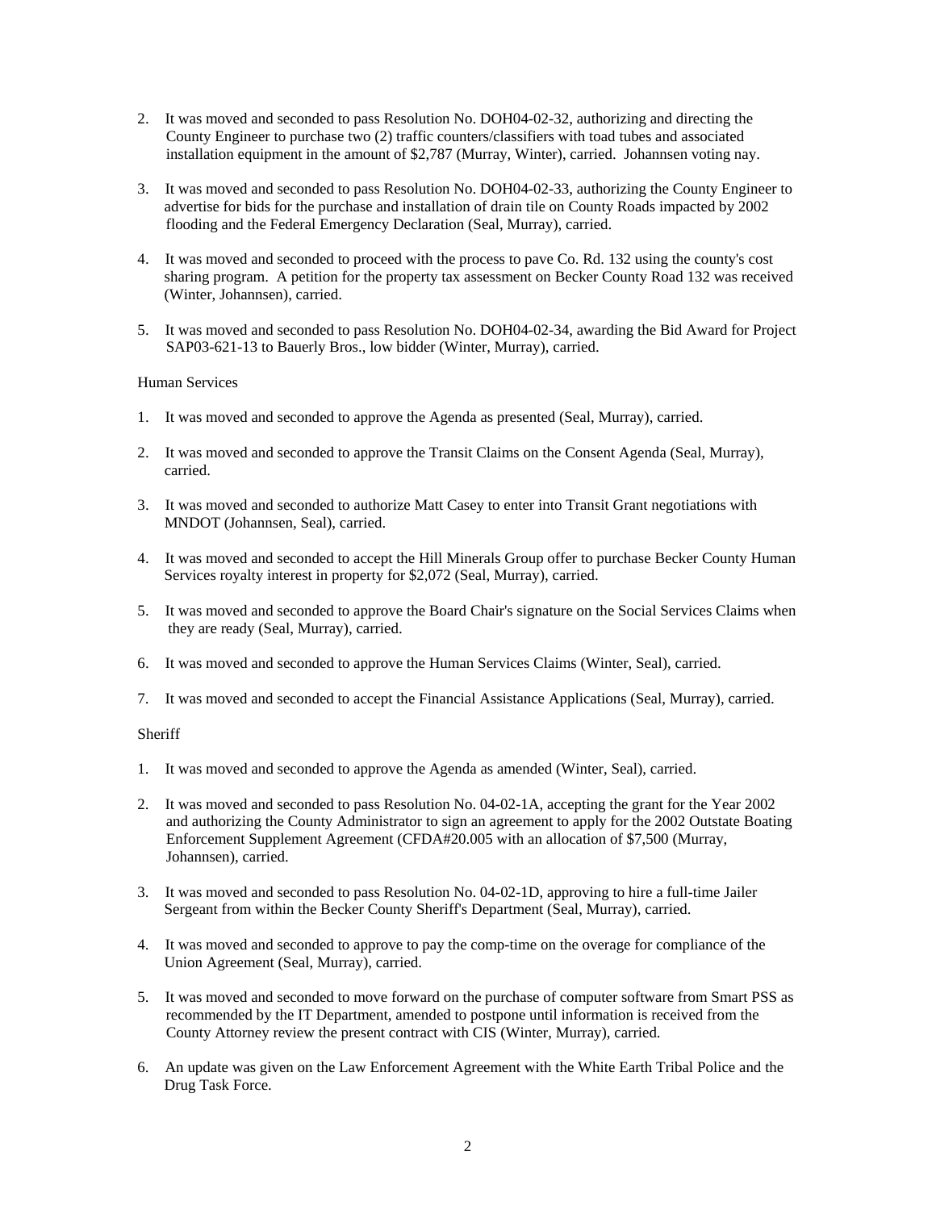2. It was moved and seconded to pass Resolution No. DOH04-02-32, authorizing and directing the County Engineer to purchase two (2) traffic counters/classifiers with toad tubes and associated installation equipment in the amount of $2,787 (Murray, Winter), carried. Johannsen voting nay.

3. It was moved and seconded to pass Resolution No. DOH04-02-33, authorizing the County Engineer to advertise for bids for the purchase and installation of drain tile on County Roads impacted by 2002 flooding and the Federal Emergency Declaration (Seal, Murray), carried.

4. It was moved and seconded to proceed with the process to pave Co. Rd. 132 using the county's cost sharing program. A petition for the property tax assessment on Becker County Road 132 was received (Winter, Johannsen), carried.

5. It was moved and seconded to pass Resolution No. DOH04-02-34, awarding the Bid Award for Project SAP03-621-13 to Bauerly Bros., low bidder (Winter, Murray), carried.

Human Services

1. It was moved and seconded to approve the Agenda as presented (Seal, Murray), carried.

2. It was moved and seconded to approve the Transit Claims on the Consent Agenda (Seal, Murray), carried.

3. It was moved and seconded to authorize Matt Casey to enter into Transit Grant negotiations with MNDOT (Johannsen, Seal), carried.

4. It was moved and seconded to accept the Hill Minerals Group offer to purchase Becker County Human Services royalty interest in property for $2,072 (Seal, Murray), carried.

5. It was moved and seconded to approve the Board Chair's signature on the Social Services Claims when they are ready (Seal, Murray), carried.

6. It was moved and seconded to approve the Human Services Claims (Winter, Seal), carried.

7. It was moved and seconded to accept the Financial Assistance Applications (Seal, Murray), carried.

Sheriff

1. It was moved and seconded to approve the Agenda as amended (Winter, Seal), carried.

2. It was moved and seconded to pass Resolution No. 04-02-1A, accepting the grant for the Year 2002 and authorizing the County Administrator to sign an agreement to apply for the 2002 Outstate Boating Enforcement Supplement Agreement (CFDA#20.005 with an allocation of $7,500 (Murray, Johannsen), carried.

3. It was moved and seconded to pass Resolution No. 04-02-1D, approving to hire a full-time Jailer Sergeant from within the Becker County Sheriff's Department (Seal, Murray), carried.

4. It was moved and seconded to approve to pay the comp-time on the overage for compliance of the Union Agreement (Seal, Murray), carried.

5. It was moved and seconded to move forward on the purchase of computer software from Smart PSS as recommended by the IT Department, amended to postpone until information is received from the County Attorney review the present contract with CIS (Winter, Murray), carried.

6. An update was given on the Law Enforcement Agreement with the White Earth Tribal Police and the Drug Task Force.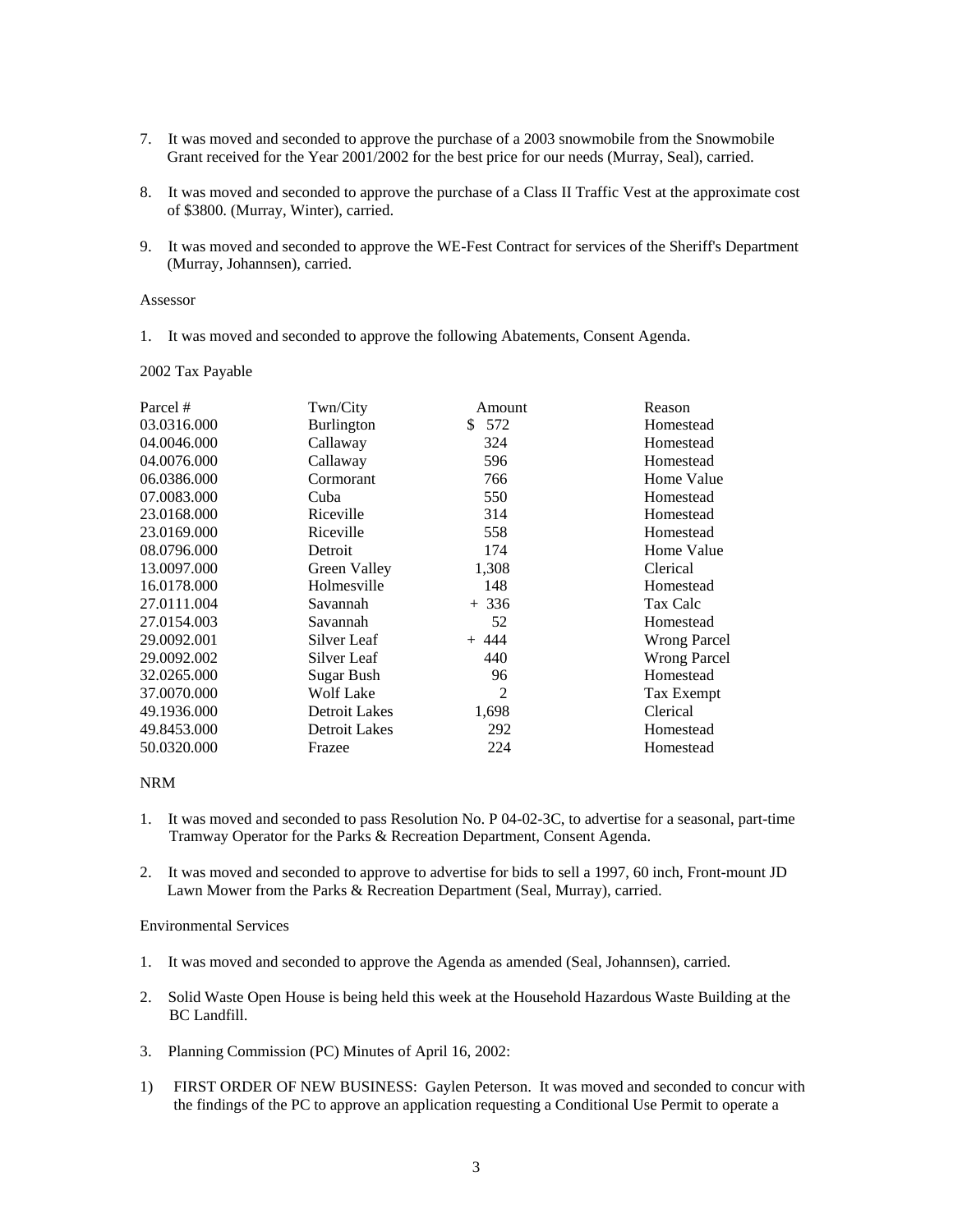7. It was moved and seconded to approve the purchase of a 2003 snowmobile from the Snowmobile Grant received for the Year 2001/2002 for the best price for our needs (Murray, Seal), carried.

8. It was moved and seconded to approve the purchase of a Class II Traffic Vest at the approximate cost of $3800. (Murray, Winter), carried.

9. It was moved and seconded to approve the WE-Fest Contract for services of the Sheriff's Department (Murray, Johannsen), carried.

Assessor

1. It was moved and seconded to approve the following Abatements, Consent Agenda.

2002 Tax Payable

| Parcel # | Twn/City | Amount | Reason |
|---|---|---|---|
| 03.0316.000 | Burlington | $ 572 | Homestead |
| 04.0046.000 | Callaway | 324 | Homestead |
| 04.0076.000 | Callaway | 596 | Homestead |
| 06.0386.000 | Cormorant | 766 | Home Value |
| 07.0083.000 | Cuba | 550 | Homestead |
| 23.0168.000 | Riceville | 314 | Homestead |
| 23.0169.000 | Riceville | 558 | Homestead |
| 08.0796.000 | Detroit | 174 | Home Value |
| 13.0097.000 | Green Valley | 1,308 | Clerical |
| 16.0178.000 | Holmesville | 148 | Homestead |
| 27.0111.004 | Savannah | + 336 | Tax Calc |
| 27.0154.003 | Savannah | 52 | Homestead |
| 29.0092.001 | Silver Leaf | + 444 | Wrong Parcel |
| 29.0092.002 | Silver Leaf | 440 | Wrong Parcel |
| 32.0265.000 | Sugar Bush | 96 | Homestead |
| 37.0070.000 | Wolf Lake | 2 | Tax Exempt |
| 49.1936.000 | Detroit Lakes | 1,698 | Clerical |
| 49.8453.000 | Detroit Lakes | 292 | Homestead |
| 50.0320.000 | Frazee | 224 | Homestead |

NRM

1. It was moved and seconded to pass Resolution No. P 04-02-3C, to advertise for a seasonal, part-time Tramway Operator for the Parks & Recreation Department, Consent Agenda.

2. It was moved and seconded to approve to advertise for bids to sell a 1997, 60 inch, Front-mount JD Lawn Mower from the Parks & Recreation Department (Seal, Murray), carried.

Environmental Services

1. It was moved and seconded to approve the Agenda as amended (Seal, Johannsen), carried.

2. Solid Waste Open House is being held this week at the Household Hazardous Waste Building at the BC Landfill.

3. Planning Commission (PC) Minutes of April 16, 2002:

1) FIRST ORDER OF NEW BUSINESS: Gaylen Peterson. It was moved and seconded to concur with the findings of the PC to approve an application requesting a Conditional Use Permit to operate a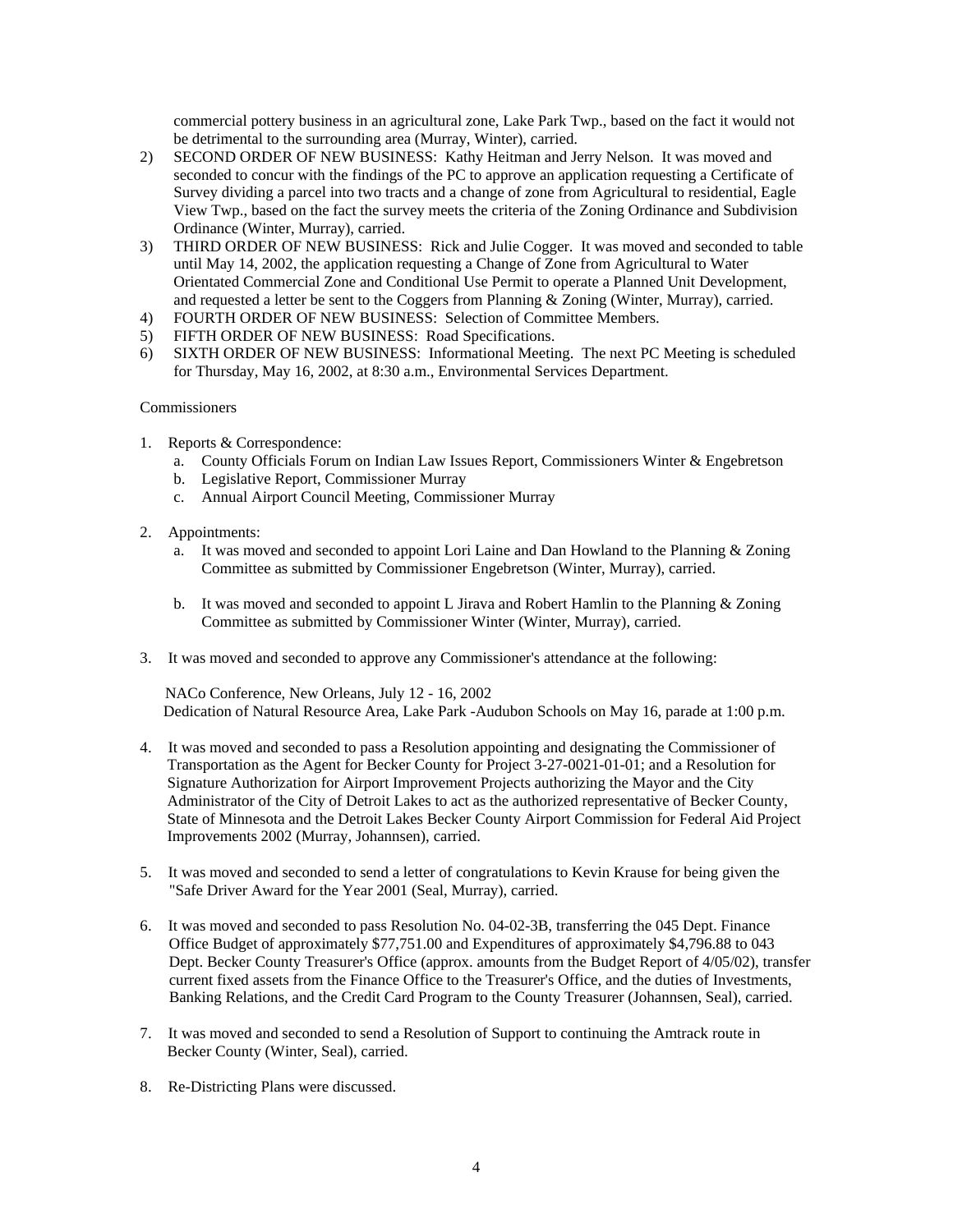commercial pottery business in an agricultural zone, Lake Park Twp., based on the fact it would not be detrimental to the surrounding area (Murray, Winter), carried.

2) SECOND ORDER OF NEW BUSINESS: Kathy Heitman and Jerry Nelson. It was moved and seconded to concur with the findings of the PC to approve an application requesting a Certificate of Survey dividing a parcel into two tracts and a change of zone from Agricultural to residential, Eagle View Twp., based on the fact the survey meets the criteria of the Zoning Ordinance and Subdivision Ordinance (Winter, Murray), carried.
3) THIRD ORDER OF NEW BUSINESS: Rick and Julie Cogger. It was moved and seconded to table until May 14, 2002, the application requesting a Change of Zone from Agricultural to Water Orientated Commercial Zone and Conditional Use Permit to operate a Planned Unit Development, and requested a letter be sent to the Coggers from Planning & Zoning (Winter, Murray), carried.
4) FOURTH ORDER OF NEW BUSINESS: Selection of Committee Members.
5) FIFTH ORDER OF NEW BUSINESS: Road Specifications.
6) SIXTH ORDER OF NEW BUSINESS: Informational Meeting. The next PC Meeting is scheduled for Thursday, May 16, 2002, at 8:30 a.m., Environmental Services Department.

Commissioners

1. Reports & Correspondence:
   a. County Officials Forum on Indian Law Issues Report, Commissioners Winter & Engebretson
   b. Legislative Report, Commissioner Murray
   c. Annual Airport Council Meeting, Commissioner Murray

2. Appointments:
   a. It was moved and seconded to appoint Lori Laine and Dan Howland to the Planning & Zoning Committee as submitted by Commissioner Engebretson (Winter, Murray), carried.

   b. It was moved and seconded to appoint L Jirava and Robert Hamlin to the Planning & Zoning Committee as submitted by Commissioner Winter (Winter, Murray), carried.

3. It was moved and seconded to approve any Commissioner's attendance at the following:

   NACo Conference, New Orleans, July 12 - 16, 2002
   Dedication of Natural Resource Area, Lake Park -Audubon Schools on May 16, parade at 1:00 p.m.

4. It was moved and seconded to pass a Resolution appointing and designating the Commissioner of Transportation as the Agent for Becker County for Project 3-27-0021-01-01; and a Resolution for Signature Authorization for Airport Improvement Projects authorizing the Mayor and the City Administrator of the City of Detroit Lakes to act as the authorized representative of Becker County, State of Minnesota and the Detroit Lakes Becker County Airport Commission for Federal Aid Project Improvements 2002 (Murray, Johannsen), carried.

5. It was moved and seconded to send a letter of congratulations to Kevin Krause for being given the "Safe Driver Award for the Year 2001 (Seal, Murray), carried.

6. It was moved and seconded to pass Resolution No. 04-02-3B, transferring the 045 Dept. Finance Office Budget of approximately $77,751.00 and Expenditures of approximately $4,796.88 to 043 Dept. Becker County Treasurer's Office (approx. amounts from the Budget Report of 4/05/02), transfer current fixed assets from the Finance Office to the Treasurer's Office, and the duties of Investments, Banking Relations, and the Credit Card Program to the County Treasurer (Johannsen, Seal), carried.

7. It was moved and seconded to send a Resolution of Support to continuing the Amtrack route in Becker County (Winter, Seal), carried.

8. Re-Districting Plans were discussed.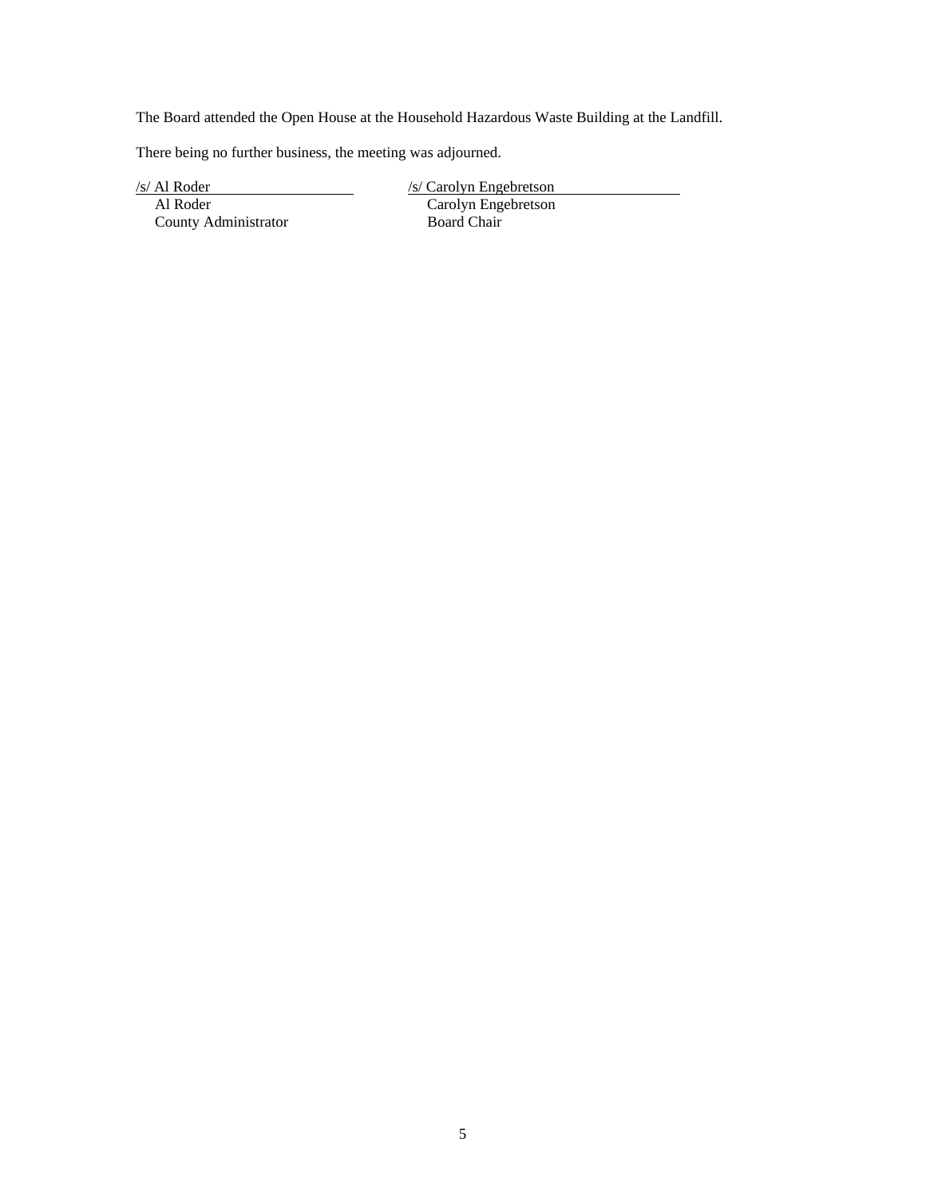The Board attended the Open House at the Household Hazardous Waste Building at the Landfill.

There being no further business, the meeting was adjourned.

| | |
|---|---|
| /s/ Al Roder | /s/ Carolyn Engebretson |
| Al Roder | Carolyn Engebretson |
| County Administrator | Board Chair |